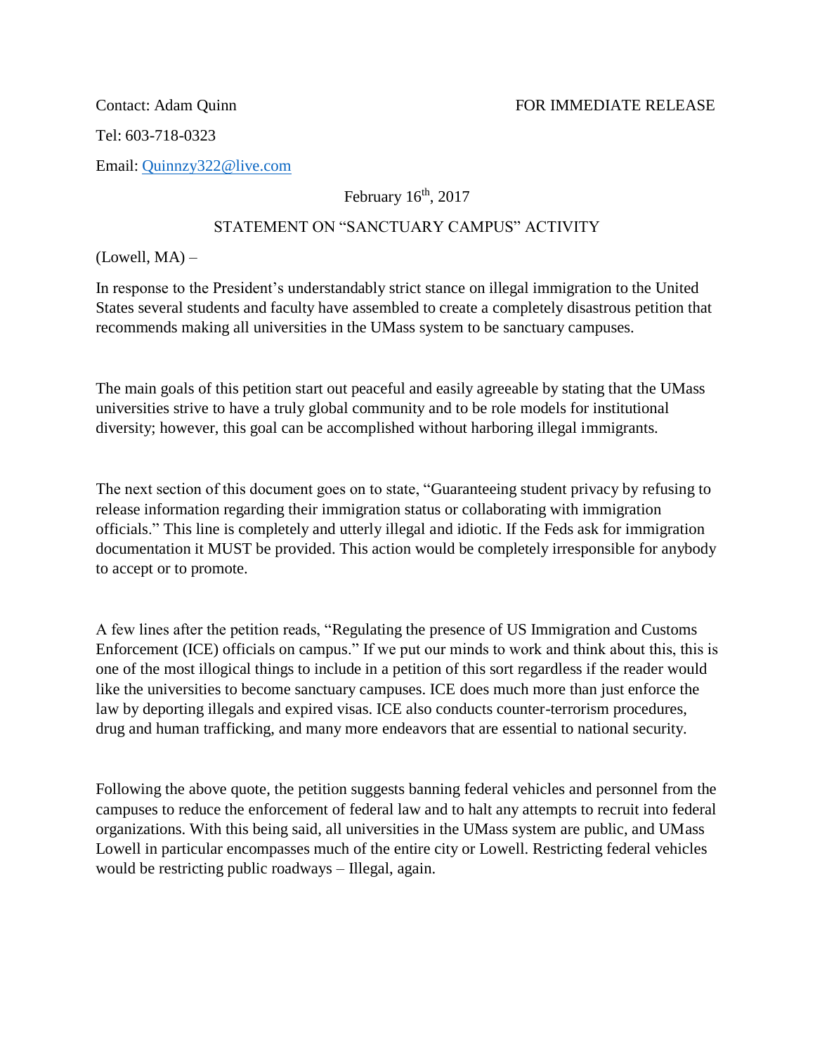Contact: Adam Quinn

FOR IMMEDIATE RELEASE

Tel: 603-718-0323

Email: Quinnzy322@live.com

February 16th, 2017

## STATEMENT ON "SANCTUARY CAMPUS" ACTIVITY

(Lowell, MA) –

In response to the President's understandably strict stance on illegal immigration to the United States several students and faculty have assembled to create a completely disastrous petition that recommends making all universities in the UMass system to be sanctuary campuses.

The main goals of this petition start out peaceful and easily agreeable by stating that the UMass universities strive to have a truly global community and to be role models for institutional diversity; however, this goal can be accomplished without harboring illegal immigrants.

The next section of this document goes on to state, "Guaranteeing student privacy by refusing to release information regarding their immigration status or collaborating with immigration officials." This line is completely and utterly illegal and idiotic. If the Feds ask for immigration documentation it MUST be provided. This action would be completely irresponsible for anybody to accept or to promote.

A few lines after the petition reads, "Regulating the presence of US Immigration and Customs Enforcement (ICE) officials on campus." If we put our minds to work and think about this, this is one of the most illogical things to include in a petition of this sort regardless if the reader would like the universities to become sanctuary campuses. ICE does much more than just enforce the law by deporting illegals and expired visas. ICE also conducts counter-terrorism procedures, drug and human trafficking, and many more endeavors that are essential to national security.

Following the above quote, the petition suggests banning federal vehicles and personnel from the campuses to reduce the enforcement of federal law and to halt any attempts to recruit into federal organizations. With this being said, all universities in the UMass system are public, and UMass Lowell in particular encompasses much of the entire city or Lowell. Restricting federal vehicles would be restricting public roadways – Illegal, again.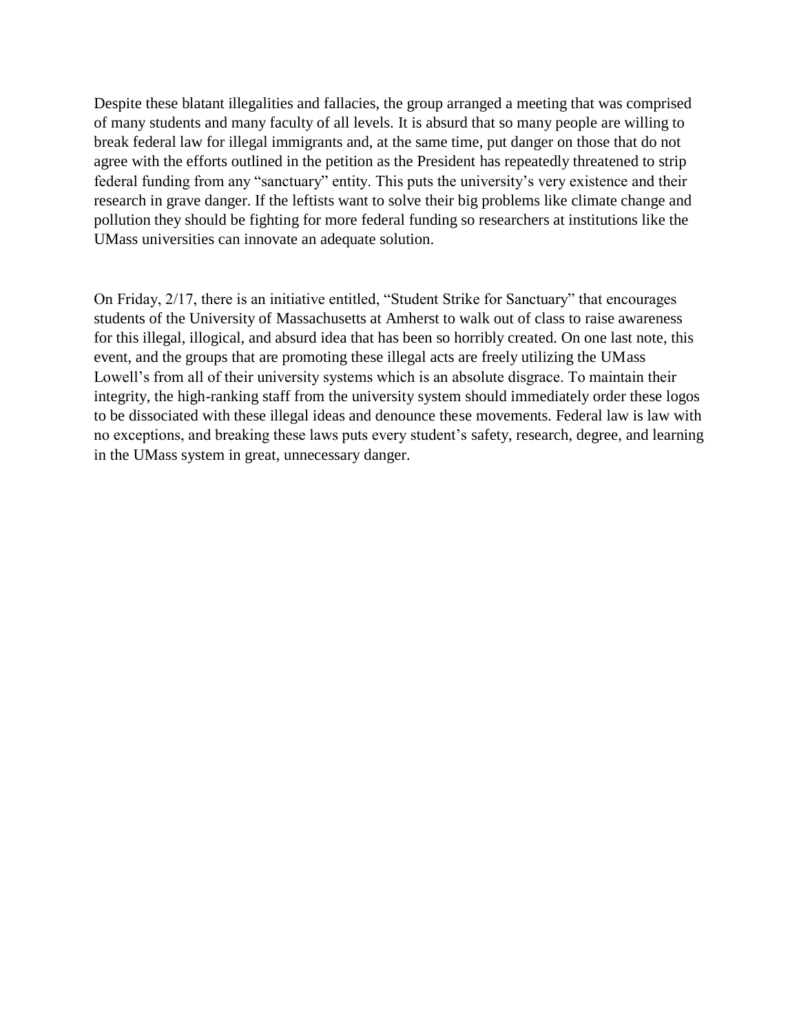Despite these blatant illegalities and fallacies, the group arranged a meeting that was comprised of many students and many faculty of all levels. It is absurd that so many people are willing to break federal law for illegal immigrants and, at the same time, put danger on those that do not agree with the efforts outlined in the petition as the President has repeatedly threatened to strip federal funding from any "sanctuary" entity. This puts the university's very existence and their research in grave danger. If the leftists want to solve their big problems like climate change and pollution they should be fighting for more federal funding so researchers at institutions like the UMass universities can innovate an adequate solution.

On Friday, 2/17, there is an initiative entitled, "Student Strike for Sanctuary" that encourages students of the University of Massachusetts at Amherst to walk out of class to raise awareness for this illegal, illogical, and absurd idea that has been so horribly created. On one last note, this event, and the groups that are promoting these illegal acts are freely utilizing the UMass Lowell's from all of their university systems which is an absolute disgrace. To maintain their integrity, the high-ranking staff from the university system should immediately order these logos to be dissociated with these illegal ideas and denounce these movements. Federal law is law with no exceptions, and breaking these laws puts every student's safety, research, degree, and learning in the UMass system in great, unnecessary danger.